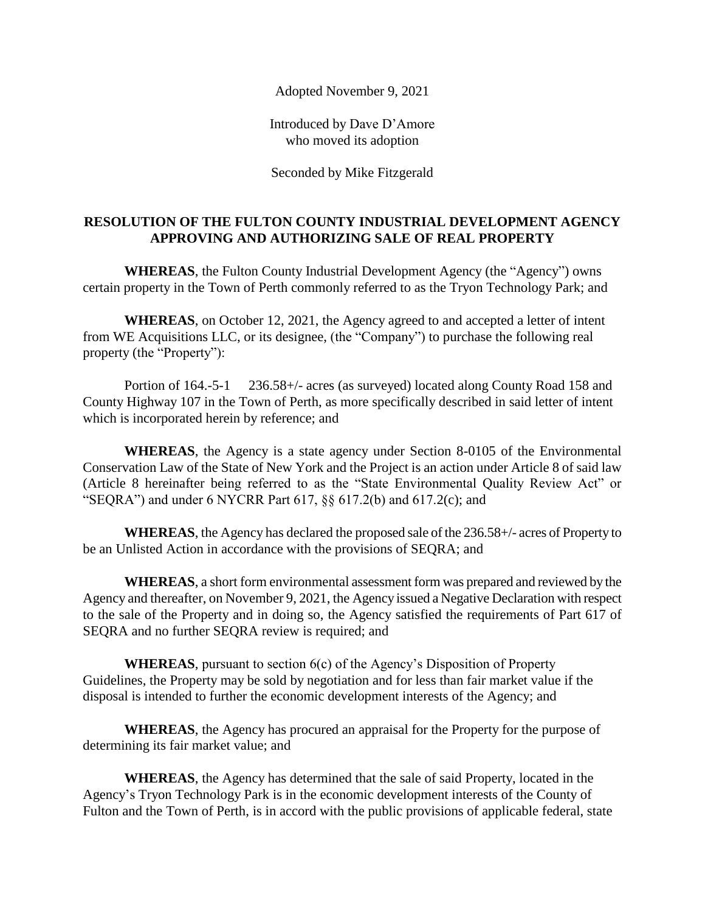Adopted November 9, 2021

Introduced by Dave D'Amore
who moved its adoption

Seconded by Mike Fitzgerald

**RESOLUTION OF THE FULTON COUNTY INDUSTRIAL DEVELOPMENT AGENCY APPROVING AND AUTHORIZING SALE OF REAL PROPERTY**

**WHEREAS**, the Fulton County Industrial Development Agency (the "Agency") owns certain property in the Town of Perth commonly referred to as the Tryon Technology Park; and

**WHEREAS**, on October 12, 2021, the Agency agreed to and accepted a letter of intent from WE Acquisitions LLC, or its designee, (the "Company") to purchase the following real property (the "Property"):

Portion of 164.-5-1 236.58+/- acres (as surveyed) located along County Road 158 and County Highway 107 in the Town of Perth, as more specifically described in said letter of intent which is incorporated herein by reference; and

**WHEREAS**, the Agency is a state agency under Section 8-0105 of the Environmental Conservation Law of the State of New York and the Project is an action under Article 8 of said law (Article 8 hereinafter being referred to as the "State Environmental Quality Review Act" or "SEQRA") and under 6 NYCRR Part 617, §§ 617.2(b) and 617.2(c); and

**WHEREAS**, the Agency has declared the proposed sale of the 236.58+/- acres of Property to be an Unlisted Action in accordance with the provisions of SEQRA; and

**WHEREAS**, a short form environmental assessment form was prepared and reviewed by the Agency and thereafter, on November 9, 2021, the Agency issued a Negative Declaration with respect to the sale of the Property and in doing so, the Agency satisfied the requirements of Part 617 of SEQRA and no further SEQRA review is required; and

**WHEREAS**, pursuant to section 6(c) of the Agency's Disposition of Property Guidelines, the Property may be sold by negotiation and for less than fair market value if the disposal is intended to further the economic development interests of the Agency; and

**WHEREAS**, the Agency has procured an appraisal for the Property for the purpose of determining its fair market value; and

**WHEREAS**, the Agency has determined that the sale of said Property, located in the Agency's Tryon Technology Park is in the economic development interests of the County of Fulton and the Town of Perth, is in accord with the public provisions of applicable federal, state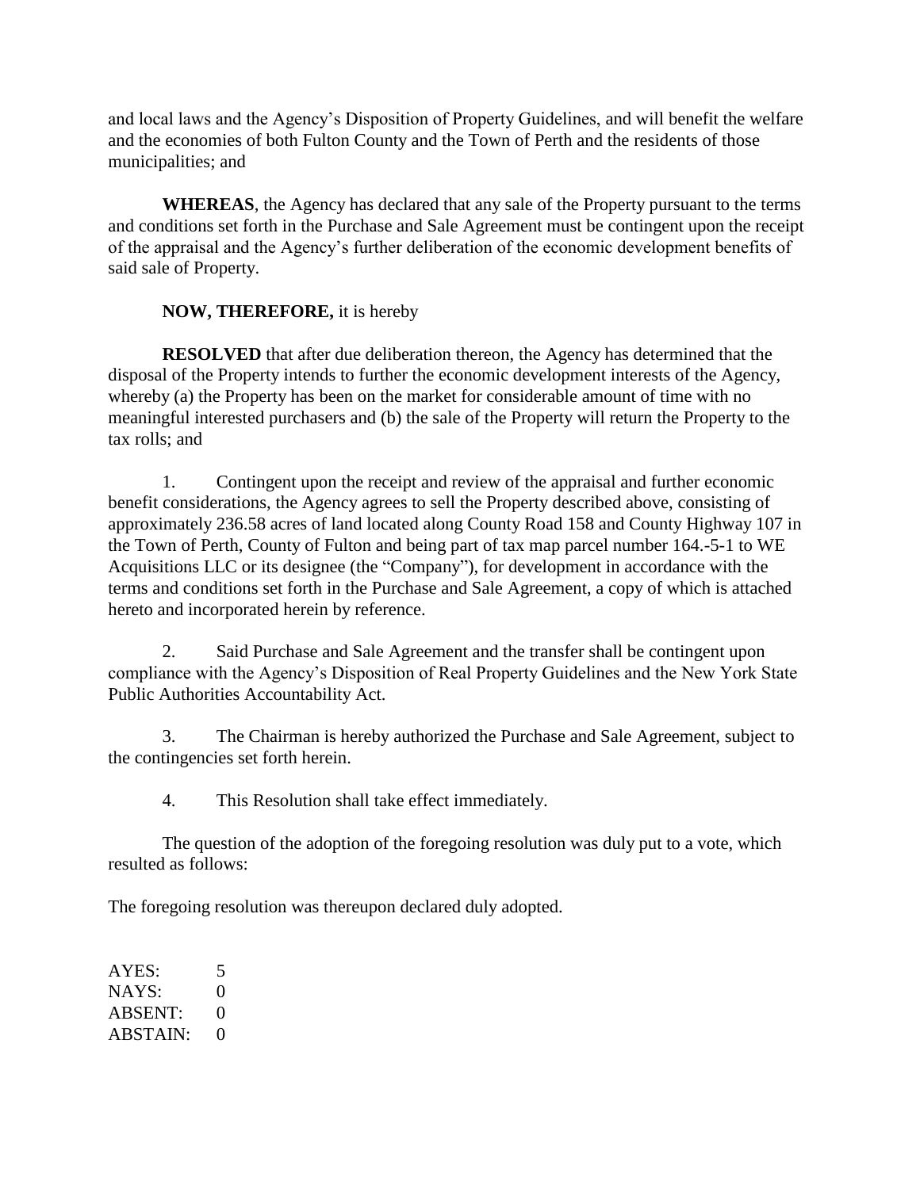and local laws and the Agency's Disposition of Property Guidelines, and will benefit the welfare and the economies of both Fulton County and the Town of Perth and the residents of those municipalities; and

**WHEREAS**, the Agency has declared that any sale of the Property pursuant to the terms and conditions set forth in the Purchase and Sale Agreement must be contingent upon the receipt of the appraisal and the Agency's further deliberation of the economic development benefits of said sale of Property.

**NOW, THEREFORE,** it is hereby

**RESOLVED** that after due deliberation thereon, the Agency has determined that the disposal of the Property intends to further the economic development interests of the Agency, whereby (a) the Property has been on the market for considerable amount of time with no meaningful interested purchasers and (b) the sale of the Property will return the Property to the tax rolls; and

1. Contingent upon the receipt and review of the appraisal and further economic benefit considerations, the Agency agrees to sell the Property described above, consisting of approximately 236.58 acres of land located along County Road 158 and County Highway 107 in the Town of Perth, County of Fulton and being part of tax map parcel number 164.-5-1 to WE Acquisitions LLC or its designee (the "Company"), for development in accordance with the terms and conditions set forth in the Purchase and Sale Agreement, a copy of which is attached hereto and incorporated herein by reference.

2. Said Purchase and Sale Agreement and the transfer shall be contingent upon compliance with the Agency's Disposition of Real Property Guidelines and the New York State Public Authorities Accountability Act.

3. The Chairman is hereby authorized the Purchase and Sale Agreement, subject to the contingencies set forth herein.

4. This Resolution shall take effect immediately.

The question of the adoption of the foregoing resolution was duly put to a vote, which resulted as follows:

The foregoing resolution was thereupon declared duly adopted.

AYES: 5
NAYS: 0
ABSENT: 0
ABSTAIN: 0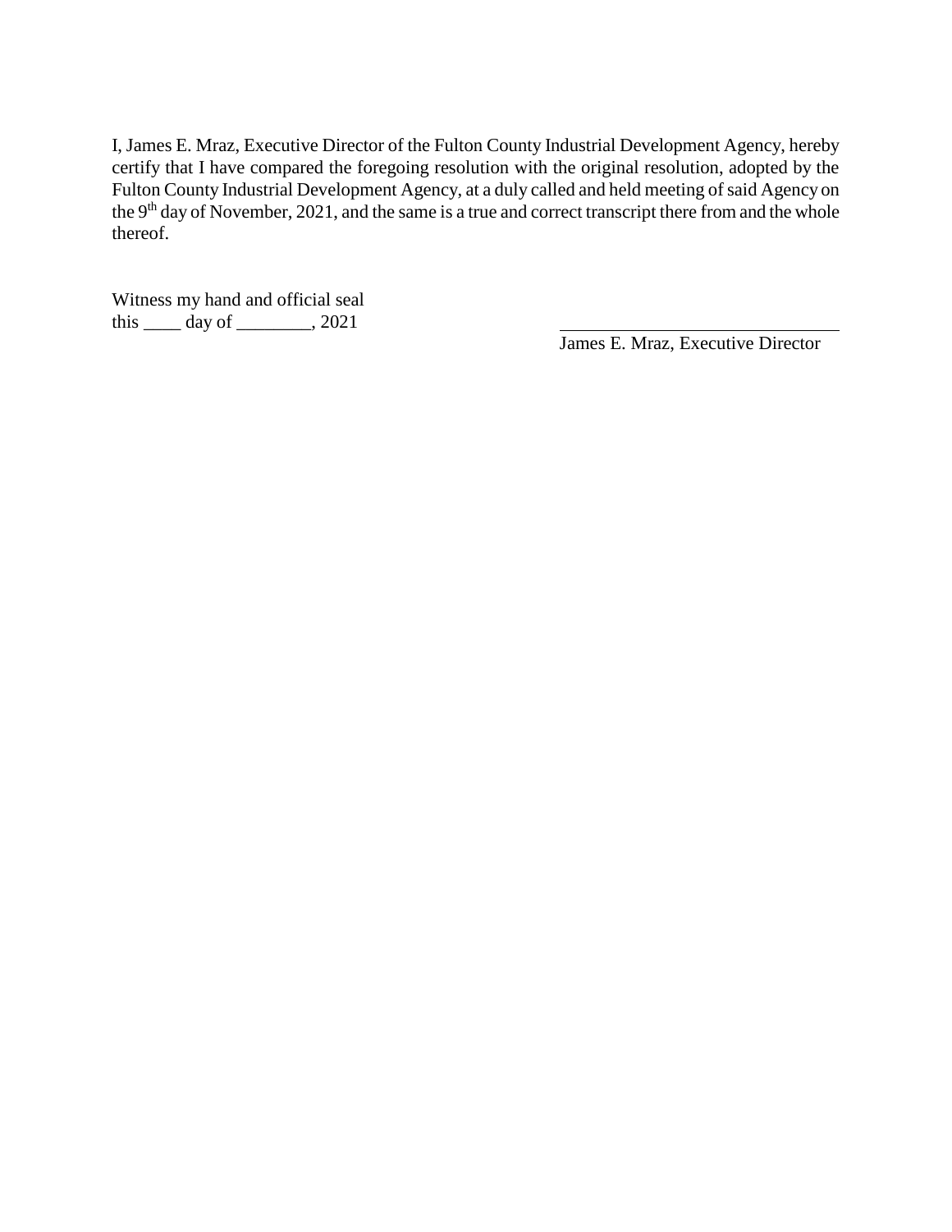I, James E. Mraz, Executive Director of the Fulton County Industrial Development Agency, hereby certify that I have compared the foregoing resolution with the original resolution, adopted by the Fulton County Industrial Development Agency, at a duly called and held meeting of said Agency on the 9th day of November, 2021, and the same is a true and correct transcript there from and the whole thereof.

Witness my hand and official seal
this ____ day of ________, 2021

_______________________________
James E. Mraz, Executive Director